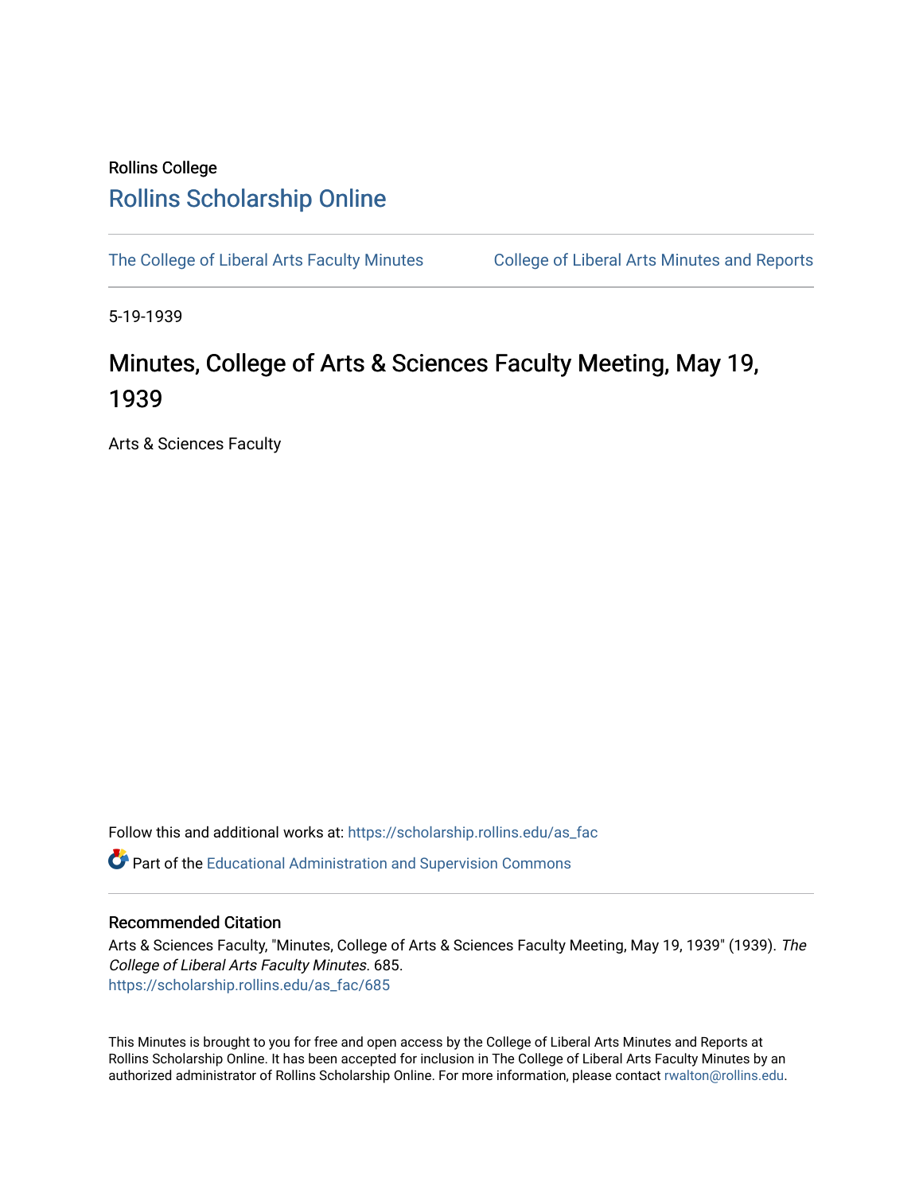Rollins College

# Rollins Scholarship Online

The College of Liberal Arts Faculty Minutes    College of Liberal Arts Minutes and Reports

5-19-1939

## Minutes, College of Arts & Sciences Faculty Meeting, May 19, 1939

Arts & Sciences Faculty

Follow this and additional works at: https://scholarship.rollins.edu/as_fac

Part of the Educational Administration and Supervision Commons

### Recommended Citation

Arts & Sciences Faculty, "Minutes, College of Arts & Sciences Faculty Meeting, May 19, 1939" (1939). *The College of Liberal Arts Faculty Minutes*. 685.
https://scholarship.rollins.edu/as_fac/685

This Minutes is brought to you for free and open access by the College of Liberal Arts Minutes and Reports at Rollins Scholarship Online. It has been accepted for inclusion in The College of Liberal Arts Faculty Minutes by an authorized administrator of Rollins Scholarship Online. For more information, please contact rwalton@rollins.edu.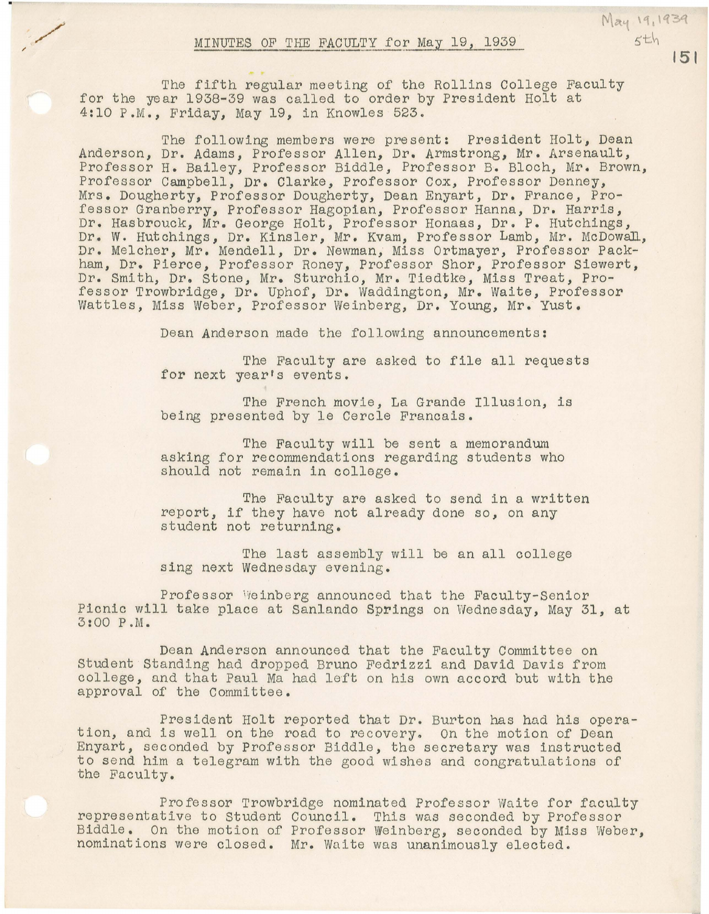# MINUTES OF THE FACULTY for May 19, 1939

The fifth regular meeting of the Rollins College Faculty for the year 1938-39 was called to order by President Holt at 4:10 P.M., Friday, May 19, in Knowles 523.

The following members were present: President Holt, Dean Anderson, Dr. Adams, Professor Allen, Dr. Armstrong, Mr. Arsenault, Professor H. Bailey, Professor Biddle, Professor B. Bloch, Mr. Brown, Professor Campbell, Dr. Clarke, Professor Cox, Professor Denney, Mrs. Dougherty, Professor Dougherty, Dean Enyart, Dr. France, Professor Granberry, Professor Hagopian, Professor Hanna, Dr. Harris, Dr. Hasbrouck, Mr. George Holt, Professor Honaas, Dr. P. Hutchings, Dr. W. Hutchings, Dr. Kinsler, Mr. Kvam, Professor Lamb, Mr. McDowall, Dr. Melcher, Mr. Mendell, Dr. Newman, Miss Ortmayer, Professor Packham, Dr. Pierce, Professor Roney, Professor Shor, Professor Siewert, Dr. Smith, Dr. Stone, Mr. Sturchio, Mr. Tiedtke, Miss Treat, Professor Trowbridge, Dr. Uphof, Dr. Waddington, Mr. Waite, Professor Wattles, Miss Weber, Professor Weinberg, Dr. Young, Mr. Yust.

Dean Anderson made the following announcements:

> The Faculty are asked to file all requests for next year's events.
>
> The French movie, La Grande Illusion, is being presented by le Cercle Francais.
>
> The Faculty will be sent a memorandum asking for recommendations regarding students who should not remain in college.
>
> The Faculty are asked to send in a written report, if they have not already done so, on any student not returning.
>
> The last assembly will be an all college sing next Wednesday evening.

Professor Weinberg announced that the Faculty-Senior Picnic will take place at Sanlando Springs on Wednesday, May 31, at 3:00 P.M.

Dean Anderson announced that the Faculty Committee on Student Standing had dropped Bruno Fedrizzi and David Davis from college, and that Paul Ma had left on his own accord but with the approval of the Committee.

President Holt reported that Dr. Burton has had his operation, and is well on the road to recovery. On the motion of Dean Enyart, seconded by Professor Biddle, the secretary was instructed to send him a telegram with the good wishes and congratulations of the Faculty.

Professor Trowbridge nominated Professor Waite for faculty representative to Student Council. This was seconded by Professor Biddle. On the motion of Professor Weinberg, seconded by Miss Weber, nominations were closed. Mr. Waite was unanimously elected.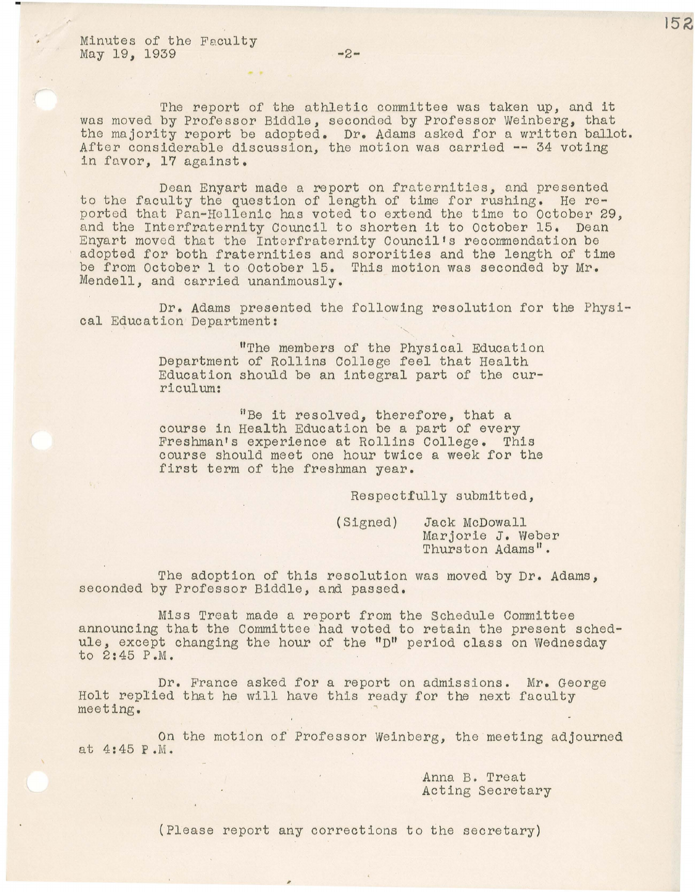The report of the athletic committee was taken up, and it was moved by Professor Biddle, seconded by Professor Weinberg, that the majority report be adopted. Dr. Adams asked for a written ballot. After considerable discussion, the motion was carried -- 34 voting in favor, 17 against.

Dean Enyart made a report on fraternities, and presented to the faculty the question of length of time for rushing. He reported that Pan-Hellenic has voted to extend the time to October 29, and the Interfraternity Council to shorten it to October 15. Dean Enyart moved that the Interfraternity Council's recommendation be adopted for both fraternities and sororities and the length of time be from October 1 to October 15. This motion was seconded by Mr. Mendell, and carried unanimously.

Dr. Adams presented the following resolution for the Physical Education Department:

> "The members of the Physical Education Department of Rollins College feel that Health Education should be an integral part of the curriculum:
>
> "Be it resolved, therefore, that a course in Health Education be a part of every Freshman's experience at Rollins College. This course should meet one hour twice a week for the first term of the freshman year.
>
> Respectfully submitted,
>
> (Signed) Jack McDowall
> Marjorie J. Weber
> Thurston Adams".

The adoption of this resolution was moved by Dr. Adams, seconded by Professor Biddle, and passed.

Miss Treat made a report from the Schedule Committee announcing that the Committee had voted to retain the present schedule, except changing the hour of the "D" period class on Wednesday to 2:45 P.M.

Dr. France asked for a report on admissions. Mr. George Holt replied that he will have this ready for the next faculty meeting.

On the motion of Professor Weinberg, the meeting adjourned at 4:45 P.M.

Anna B. Treat
Acting Secretary

(Please report any corrections to the secretary)